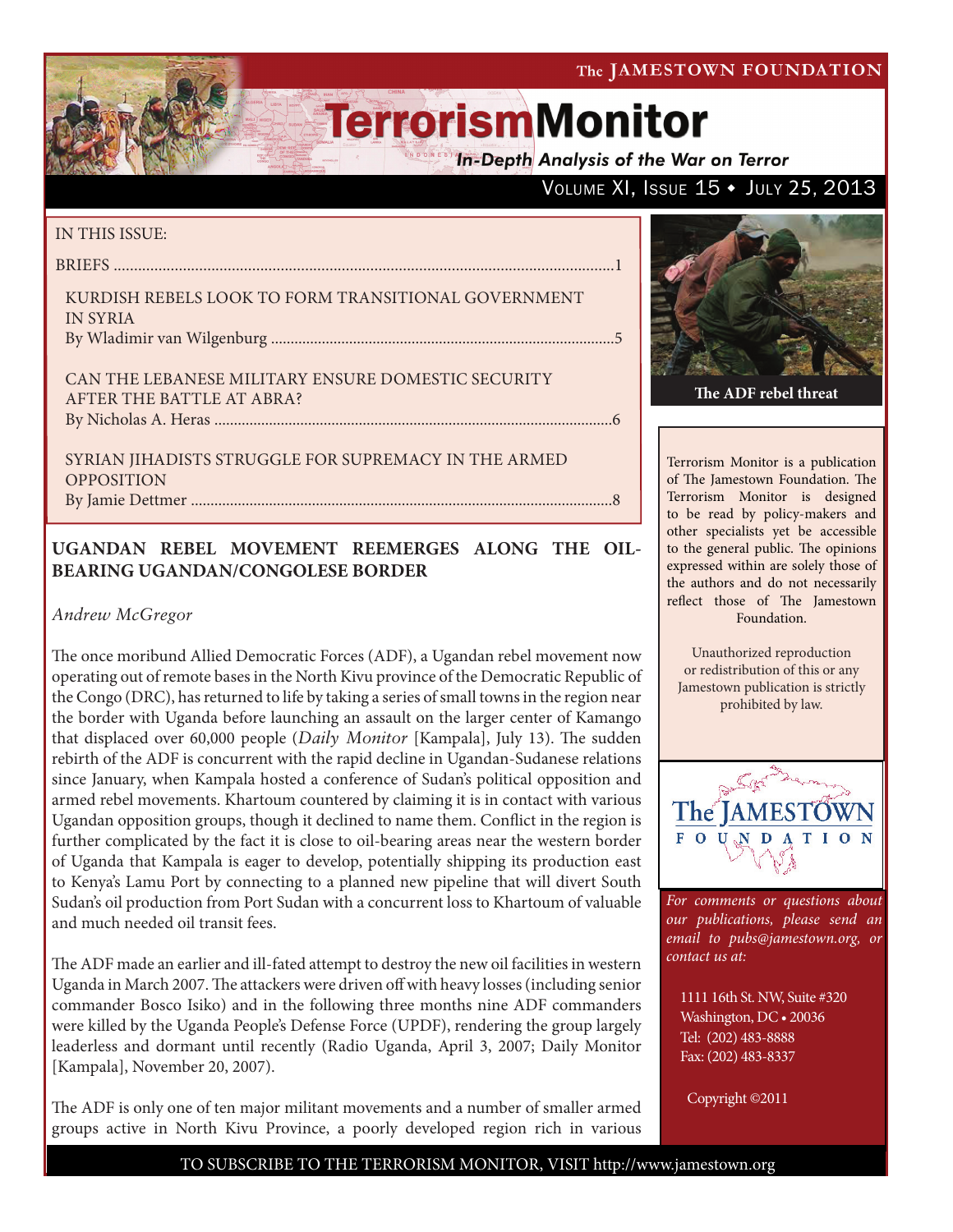# TerrorismMonitor

*In-Depth Analysis of the War on Terror*

VOLUME XI, ISSUE 15 ♦ JULY 25, 2013

IN THIS ISSUE:

BRIEFS ....................................................................................................................1

KURDISH REBELS LOOK TO FORM TRANSITIONAL GOVERNMENT IN SYRIA
By Wladimir van Wilgenburg ......................................................................................5

CAN THE LEBANESE MILITARY ENSURE DOMESTIC SECURITY AFTER THE BATTLE AT ABRA?
By Nicholas A. Heras ....................................................................................................6

SYRIAN JIHADISTS STRUGGLE FOR SUPREMACY IN THE ARMED OPPOSITION
By Jamie Dettmer ...........................................................................................................8

**The ADF rebel threat**

Terrorism Monitor is a publication of The Jamestown Foundation. The Terrorism Monitor is designed to be read by policy-makers and other specialists yet be accessible to the general public. The opinions expressed within are solely those of the authors and do not necessarily reflect those of The Jamestown Foundation.

Unauthorized reproduction or redistribution of this or any Jamestown publication is strictly prohibited by law.

*For comments or questions about our publications, please send an email to pubs@jamestown.org, or contact us at:*

1111 16th St. NW, Suite #320
Washington, DC • 20036
Tel: (202) 483-8888
Fax: (202) 483-8337

Copyright ©2011

## UGANDAN REBEL MOVEMENT REEMERGES ALONG THE OIL-BEARING UGANDAN/CONGOLESE BORDER

*Andrew McGregor*

The once moribund Allied Democratic Forces (ADF), a Ugandan rebel movement now operating out of remote bases in the North Kivu province of the Democratic Republic of the Congo (DRC), has returned to life by taking a series of small towns in the region near the border with Uganda before launching an assault on the larger center of Kamango that displaced over 60,000 people (*Daily Monitor* [Kampala], July 13). The sudden rebirth of the ADF is concurrent with the rapid decline in Ugandan-Sudanese relations since January, when Kampala hosted a conference of Sudan's political opposition and armed rebel movements. Khartoum countered by claiming it is in contact with various Ugandan opposition groups, though it declined to name them. Conflict in the region is further complicated by the fact it is close to oil-bearing areas near the western border of Uganda that Kampala is eager to develop, potentially shipping its production east to Kenya's Lamu Port by connecting to a planned new pipeline that will divert South Sudan's oil production from Port Sudan with a concurrent loss to Khartoum of valuable and much needed oil transit fees.

The ADF made an earlier and ill-fated attempt to destroy the new oil facilities in western Uganda in March 2007. The attackers were driven off with heavy losses (including senior commander Bosco Isiko) and in the following three months nine ADF commanders were killed by the Uganda People's Defense Force (UPDF), rendering the group largely leaderless and dormant until recently (Radio Uganda, April 3, 2007; Daily Monitor [Kampala], November 20, 2007).

The ADF is only one of ten major militant movements and a number of smaller armed groups active in North Kivu Province, a poorly developed region rich in various

TO SUBSCRIBE TO THE TERRORISM MONITOR, VISIT http://www.jamestown.org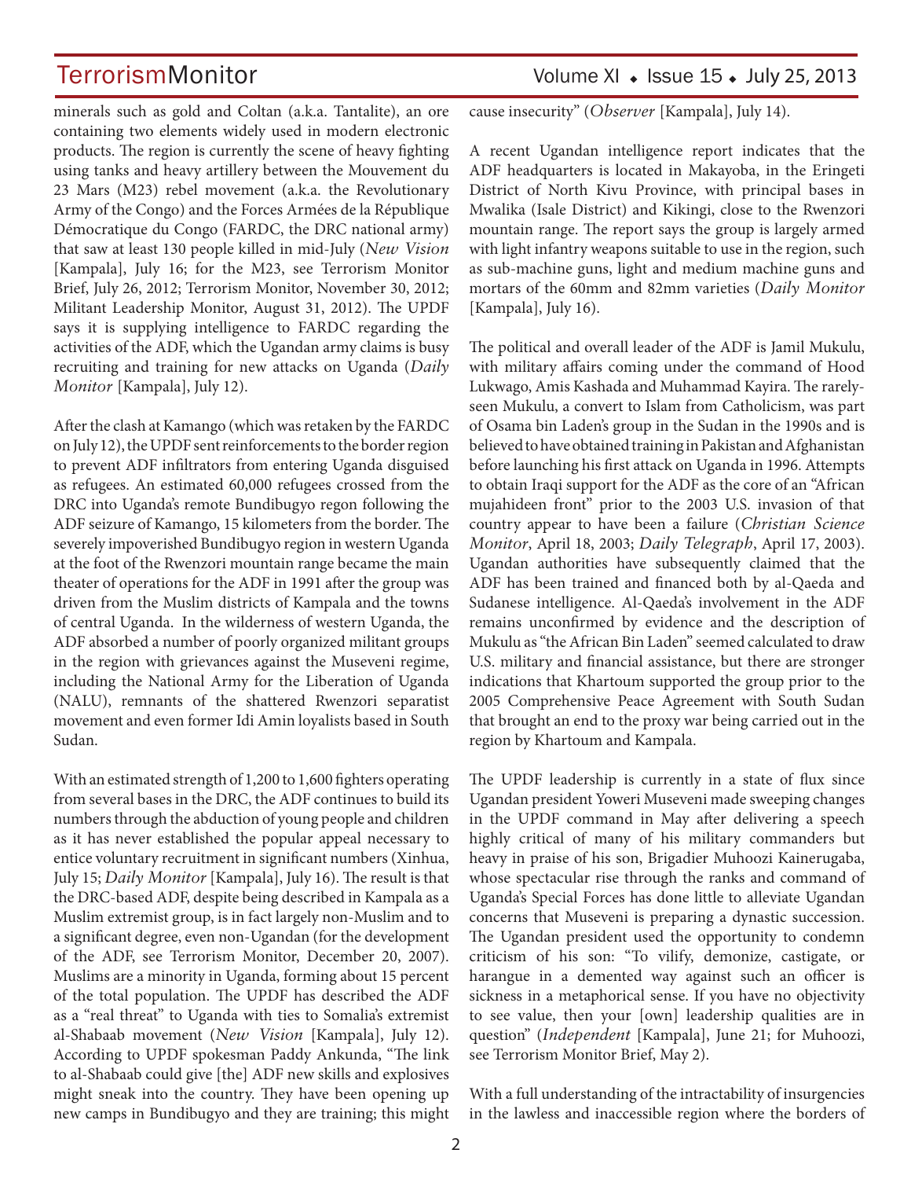minerals such as gold and Coltan (a.k.a. Tantalite), an ore containing two elements widely used in modern electronic products. The region is currently the scene of heavy fighting using tanks and heavy artillery between the Mouvement du 23 Mars (M23) rebel movement (a.k.a. the Revolutionary Army of the Congo) and the Forces Armées de la République Démocratique du Congo (FARDC, the DRC national army) that saw at least 130 people killed in mid-July (*New Vision* [Kampala], July 16; for the M23, see Terrorism Monitor Brief, July 26, 2012; Terrorism Monitor, November 30, 2012; Militant Leadership Monitor, August 31, 2012). The UPDF says it is supplying intelligence to FARDC regarding the activities of the ADF, which the Ugandan army claims is busy recruiting and training for new attacks on Uganda (*Daily Monitor* [Kampala], July 12).

After the clash at Kamango (which was retaken by the FARDC on July 12), the UPDF sent reinforcements to the border region to prevent ADF infiltrators from entering Uganda disguised as refugees. An estimated 60,000 refugees crossed from the DRC into Uganda's remote Bundibugyo regon following the ADF seizure of Kamango, 15 kilometers from the border. The severely impoverished Bundibugyo region in western Uganda at the foot of the Rwenzori mountain range became the main theater of operations for the ADF in 1991 after the group was driven from the Muslim districts of Kampala and the towns of central Uganda. In the wilderness of western Uganda, the ADF absorbed a number of poorly organized militant groups in the region with grievances against the Museveni regime, including the National Army for the Liberation of Uganda (NALU), remnants of the shattered Rwenzori separatist movement and even former Idi Amin loyalists based in South Sudan.

With an estimated strength of 1,200 to 1,600 fighters operating from several bases in the DRC, the ADF continues to build its numbers through the abduction of young people and children as it has never established the popular appeal necessary to entice voluntary recruitment in significant numbers (Xinhua, July 15; *Daily Monitor* [Kampala], July 16). The result is that the DRC-based ADF, despite being described in Kampala as a Muslim extremist group, is in fact largely non-Muslim and to a significant degree, even non-Ugandan (for the development of the ADF, see Terrorism Monitor, December 20, 2007). Muslims are a minority in Uganda, forming about 15 percent of the total population. The UPDF has described the ADF as a "real threat" to Uganda with ties to Somalia's extremist al-Shabaab movement (*New Vision* [Kampala], July 12). According to UPDF spokesman Paddy Ankunda, "The link to al-Shabaab could give [the] ADF new skills and explosives might sneak into the country. They have been opening up new camps in Bundibugyo and they are training; this might cause insecurity" (*Observer* [Kampala], July 14).

A recent Ugandan intelligence report indicates that the ADF headquarters is located in Makayoba, in the Eringeti District of North Kivu Province, with principal bases in Mwalika (Isale District) and Kikingi, close to the Rwenzori mountain range. The report says the group is largely armed with light infantry weapons suitable to use in the region, such as sub-machine guns, light and medium machine guns and mortars of the 60mm and 82mm varieties (*Daily Monitor* [Kampala], July 16).

The political and overall leader of the ADF is Jamil Mukulu, with military affairs coming under the command of Hood Lukwago, Amis Kashada and Muhammad Kayira. The rarely-seen Mukulu, a convert to Islam from Catholicism, was part of Osama bin Laden's group in the Sudan in the 1990s and is believed to have obtained training in Pakistan and Afghanistan before launching his first attack on Uganda in 1996. Attempts to obtain Iraqi support for the ADF as the core of an "African mujahideen front" prior to the 2003 U.S. invasion of that country appear to have been a failure (*Christian Science Monitor*, April 18, 2003; *Daily Telegraph*, April 17, 2003). Ugandan authorities have subsequently claimed that the ADF has been trained and financed both by al-Qaeda and Sudanese intelligence. Al-Qaeda's involvement in the ADF remains unconfirmed by evidence and the description of Mukulu as "the African Bin Laden" seemed calculated to draw U.S. military and financial assistance, but there are stronger indications that Khartoum supported the group prior to the 2005 Comprehensive Peace Agreement with South Sudan that brought an end to the proxy war being carried out in the region by Khartoum and Kampala.

The UPDF leadership is currently in a state of flux since Ugandan president Yoweri Museveni made sweeping changes in the UPDF command in May after delivering a speech highly critical of many of his military commanders but heavy in praise of his son, Brigadier Muhoozi Kainerugaba, whose spectacular rise through the ranks and command of Uganda's Special Forces has done little to alleviate Ugandan concerns that Museveni is preparing a dynastic succession. The Ugandan president used the opportunity to condemn criticism of his son: "To vilify, demonize, castigate, or harangue in a demented way against such an officer is sickness in a metaphorical sense. If you have no objectivity to see value, then your [own] leadership qualities are in question" (*Independent* [Kampala], June 21; for Muhoozi, see Terrorism Monitor Brief, May 2).

With a full understanding of the intractability of insurgencies in the lawless and inaccessible region where the borders of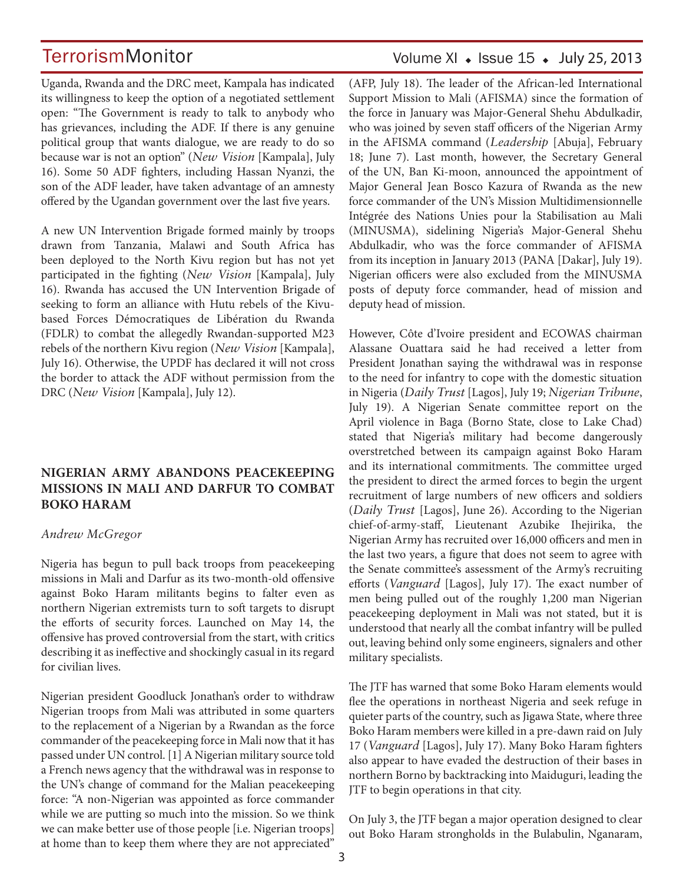Uganda, Rwanda and the DRC meet, Kampala has indicated its willingness to keep the option of a negotiated settlement open: "The Government is ready to talk to anybody who has grievances, including the ADF. If there is any genuine political group that wants dialogue, we are ready to do so because war is not an option" (*New Vision* [Kampala], July 16). Some 50 ADF fighters, including Hassan Nyanzi, the son of the ADF leader, have taken advantage of an amnesty offered by the Ugandan government over the last five years.

A new UN Intervention Brigade formed mainly by troops drawn from Tanzania, Malawi and South Africa has been deployed to the North Kivu region but has not yet participated in the fighting (*New Vision* [Kampala], July 16). Rwanda has accused the UN Intervention Brigade of seeking to form an alliance with Hutu rebels of the Kivu-based Forces Démocratiques de Libération du Rwanda (FDLR) to combat the allegedly Rwandan-supported M23 rebels of the northern Kivu region (*New Vision* [Kampala], July 16). Otherwise, the UPDF has declared it will not cross the border to attack the ADF without permission from the DRC (*New Vision* [Kampala], July 12).

## NIGERIAN ARMY ABANDONS PEACEKEEPING MISSIONS IN MALI AND DARFUR TO COMBAT BOKO HARAM

*Andrew McGregor*

Nigeria has begun to pull back troops from peacekeeping missions in Mali and Darfur as its two-month-old offensive against Boko Haram militants begins to falter even as northern Nigerian extremists turn to soft targets to disrupt the efforts of security forces. Launched on May 14, the offensive has proved controversial from the start, with critics describing it as ineffective and shockingly casual in its regard for civilian lives.

Nigerian president Goodluck Jonathan's order to withdraw Nigerian troops from Mali was attributed in some quarters to the replacement of a Nigerian by a Rwandan as the force commander of the peacekeeping force in Mali now that it has passed under UN control. [1] A Nigerian military source told a French news agency that the withdrawal was in response to the UN's change of command for the Malian peacekeeping force: "A non-Nigerian was appointed as force commander while we are putting so much into the mission. So we think we can make better use of those people [i.e. Nigerian troops] at home than to keep them where they are not appreciated" (AFP, July 18). The leader of the African-led International Support Mission to Mali (AFISMA) since the formation of the force in January was Major-General Shehu Abdulkadir, who was joined by seven staff officers of the Nigerian Army in the AFISMA command (*Leadership* [Abuja], February 18; June 7). Last month, however, the Secretary General of the UN, Ban Ki-moon, announced the appointment of Major General Jean Bosco Kazura of Rwanda as the new force commander of the UN's Mission Multidimensionnelle Intégrée des Nations Unies pour la Stabilisation au Mali (MINUSMA), sidelining Nigeria's Major-General Shehu Abdulkadir, who was the force commander of AFISMA from its inception in January 2013 (PANA [Dakar], July 19). Nigerian officers were also excluded from the MINUSMA posts of deputy force commander, head of mission and deputy head of mission.

However, Côte d'Ivoire president and ECOWAS chairman Alassane Ouattara said he had received a letter from President Jonathan saying the withdrawal was in response to the need for infantry to cope with the domestic situation in Nigeria (*Daily Trust* [Lagos], July 19; *Nigerian Tribune*, July 19). A Nigerian Senate committee report on the April violence in Baga (Borno State, close to Lake Chad) stated that Nigeria's military had become dangerously overstretched between its campaign against Boko Haram and its international commitments. The committee urged the president to direct the armed forces to begin the urgent recruitment of large numbers of new officers and soldiers (*Daily Trust* [Lagos], June 26). According to the Nigerian chief-of-army-staff, Lieutenant Azubike Ihejirika, the Nigerian Army has recruited over 16,000 officers and men in the last two years, a figure that does not seem to agree with the Senate committee's assessment of the Army's recruiting efforts (*Vanguard* [Lagos], July 17). The exact number of men being pulled out of the roughly 1,200 man Nigerian peacekeeping deployment in Mali was not stated, but it is understood that nearly all the combat infantry will be pulled out, leaving behind only some engineers, signalers and other military specialists.

The JTF has warned that some Boko Haram elements would flee the operations in northeast Nigeria and seek refuge in quieter parts of the country, such as Jigawa State, where three Boko Haram members were killed in a pre-dawn raid on July 17 (*Vanguard* [Lagos], July 17). Many Boko Haram fighters also appear to have evaded the destruction of their bases in northern Borno by backtracking into Maiduguri, leading the JTF to begin operations in that city.

On July 3, the JTF began a major operation designed to clear out Boko Haram strongholds in the Bulabulin, Nganaram,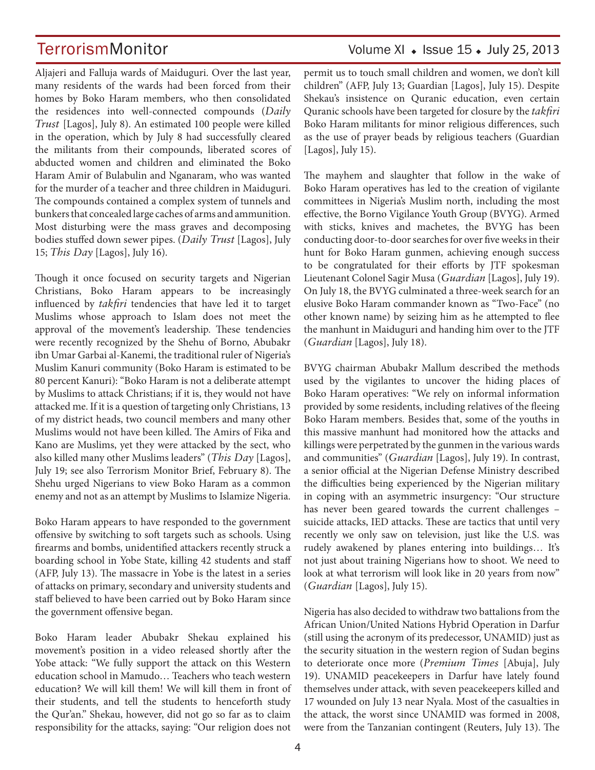Aljajeri and Falluja wards of Maiduguri. Over the last year, many residents of the wards had been forced from their homes by Boko Haram members, who then consolidated the residences into well-connected compounds (*Daily Trust* [Lagos], July 8). An estimated 100 people were killed in the operation, which by July 8 had successfully cleared the militants from their compounds, liberated scores of abducted women and children and eliminated the Boko Haram Amir of Bulabulin and Nganaram, who was wanted for the murder of a teacher and three children in Maiduguri. The compounds contained a complex system of tunnels and bunkers that concealed large caches of arms and ammunition. Most disturbing were the mass graves and decomposing bodies stuffed down sewer pipes. (*Daily Trust* [Lagos], July 15; *This Day* [Lagos], July 16).

Though it once focused on security targets and Nigerian Christians, Boko Haram appears to be increasingly influenced by *takfiri* tendencies that have led it to target Muslims whose approach to Islam does not meet the approval of the movement's leadership. These tendencies were recently recognized by the Shehu of Borno, Abubakr ibn Umar Garbai al-Kanemi, the traditional ruler of Nigeria's Muslim Kanuri community (Boko Haram is estimated to be 80 percent Kanuri): "Boko Haram is not a deliberate attempt by Muslims to attack Christians; if it is, they would not have attacked me. If it is a question of targeting only Christians, 13 of my district heads, two council members and many other Muslims would not have been killed. The Amirs of Fika and Kano are Muslims, yet they were attacked by the sect, who also killed many other Muslims leaders" (*This Day* [Lagos], July 19; see also Terrorism Monitor Brief, February 8). The Shehu urged Nigerians to view Boko Haram as a common enemy and not as an attempt by Muslims to Islamize Nigeria.

Boko Haram appears to have responded to the government offensive by switching to soft targets such as schools. Using firearms and bombs, unidentified attackers recently struck a boarding school in Yobe State, killing 42 students and staff (AFP, July 13). The massacre in Yobe is the latest in a series of attacks on primary, secondary and university students and staff believed to have been carried out by Boko Haram since the government offensive began.

Boko Haram leader Abubakr Shekau explained his movement's position in a video released shortly after the Yobe attack: "We fully support the attack on this Western education school in Mamudo… Teachers who teach western education? We will kill them! We will kill them in front of their students, and tell the students to henceforth study the Qur'an." Shekau, however, did not go so far as to claim responsibility for the attacks, saying: "Our religion does not permit us to touch small children and women, we don't kill children" (AFP, July 13; Guardian [Lagos], July 15). Despite Shekau's insistence on Quranic education, even certain Quranic schools have been targeted for closure by the *takfiri* Boko Haram militants for minor religious differences, such as the use of prayer beads by religious teachers (Guardian [Lagos], July 15).

The mayhem and slaughter that follow in the wake of Boko Haram operatives has led to the creation of vigilante committees in Nigeria's Muslim north, including the most effective, the Borno Vigilance Youth Group (BVYG). Armed with sticks, knives and machetes, the BVYG has been conducting door-to-door searches for over five weeks in their hunt for Boko Haram gunmen, achieving enough success to be congratulated for their efforts by JTF spokesman Lieutenant Colonel Sagir Musa (*Guardian* [Lagos], July 19). On July 18, the BVYG culminated a three-week search for an elusive Boko Haram commander known as "Two-Face" (no other known name) by seizing him as he attempted to flee the manhunt in Maiduguri and handing him over to the JTF (*Guardian* [Lagos], July 18).

BVYG chairman Abubakr Mallum described the methods used by the vigilantes to uncover the hiding places of Boko Haram operatives: "We rely on informal information provided by some residents, including relatives of the fleeing Boko Haram members. Besides that, some of the youths in this massive manhunt had monitored how the attacks and killings were perpetrated by the gunmen in the various wards and communities" (*Guardian* [Lagos], July 19). In contrast, a senior official at the Nigerian Defense Ministry described the difficulties being experienced by the Nigerian military in coping with an asymmetric insurgency: "Our structure has never been geared towards the current challenges – suicide attacks, IED attacks. These are tactics that until very recently we only saw on television, just like the U.S. was rudely awakened by planes entering into buildings… It's not just about training Nigerians how to shoot. We need to look at what terrorism will look like in 20 years from now" (*Guardian* [Lagos], July 15).

Nigeria has also decided to withdraw two battalions from the African Union/United Nations Hybrid Operation in Darfur (still using the acronym of its predecessor, UNAMID) just as the security situation in the western region of Sudan begins to deteriorate once more (*Premium Times* [Abuja], July 19). UNAMID peacekeepers in Darfur have lately found themselves under attack, with seven peacekeepers killed and 17 wounded on July 13 near Nyala. Most of the casualties in the attack, the worst since UNAMID was formed in 2008, were from the Tanzanian contingent (Reuters, July 13). The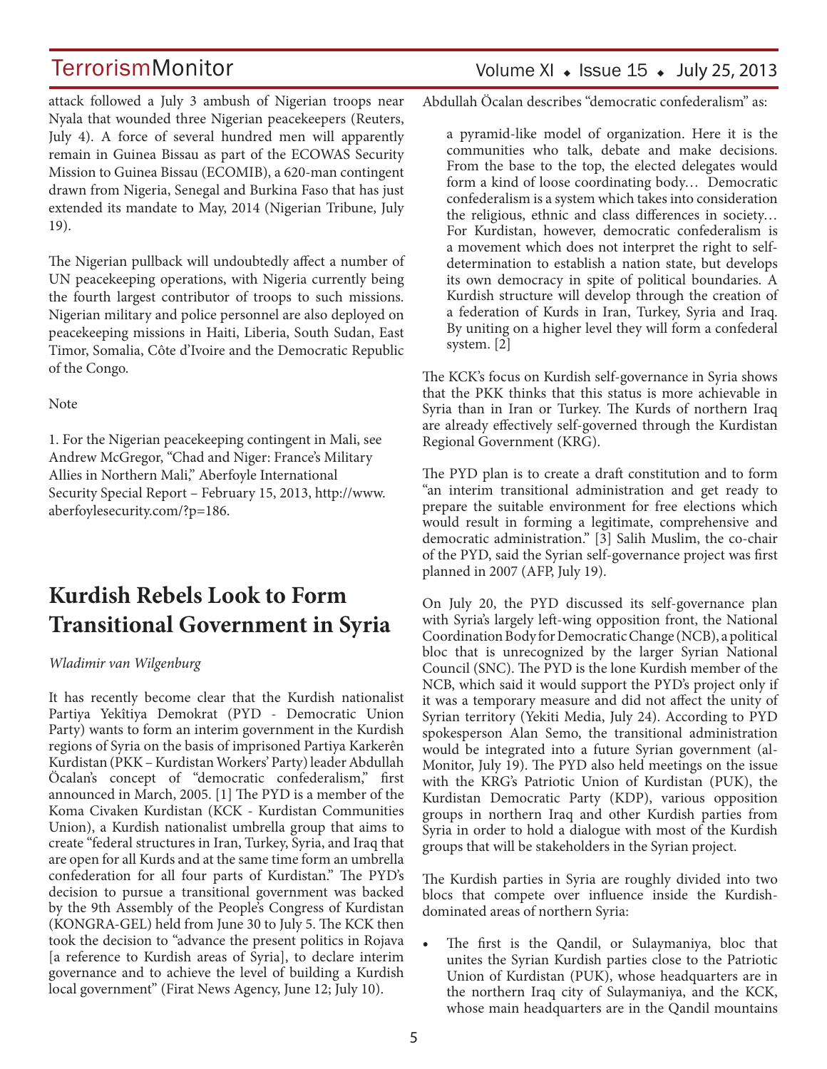attack followed a July 3 ambush of Nigerian troops near Nyala that wounded three Nigerian peacekeepers (Reuters, July 4). A force of several hundred men will apparently remain in Guinea Bissau as part of the ECOWAS Security Mission to Guinea Bissau (ECOMIB), a 620-man contingent drawn from Nigeria, Senegal and Burkina Faso that has just extended its mandate to May, 2014 (Nigerian Tribune, July 19).

The Nigerian pullback will undoubtedly affect a number of UN peacekeeping operations, with Nigeria currently being the fourth largest contributor of troops to such missions. Nigerian military and police personnel are also deployed on peacekeeping missions in Haiti, Liberia, South Sudan, East Timor, Somalia, Côte d'Ivoire and the Democratic Republic of the Congo.

Note

1. For the Nigerian peacekeeping contingent in Mali, see Andrew McGregor, "Chad and Niger: France's Military Allies in Northern Mali," Aberfoyle International Security Special Report – February 15, 2013, http://www.aberfoylesecurity.com/?p=186.

# Kurdish Rebels Look to Form Transitional Government in Syria

*Wladimir van Wilgenburg*

It has recently become clear that the Kurdish nationalist Partiya Yekîtiya Demokrat (PYD - Democratic Union Party) wants to form an interim government in the Kurdish regions of Syria on the basis of imprisoned Partiya Karkerên Kurdistan (PKK – Kurdistan Workers' Party) leader Abdullah Öcalan's concept of "democratic confederalism," first announced in March, 2005. [1] The PYD is a member of the Koma Civaken Kurdistan (KCK - Kurdistan Communities Union), a Kurdish nationalist umbrella group that aims to create "federal structures in Iran, Turkey, Syria, and Iraq that are open for all Kurds and at the same time form an umbrella confederation for all four parts of Kurdistan." The PYD's decision to pursue a transitional government was backed by the 9th Assembly of the People's Congress of Kurdistan (KONGRA-GEL) held from June 30 to July 5. The KCK then took the decision to "advance the present politics in Rojava [a reference to Kurdish areas of Syria], to declare interim governance and to achieve the level of building a Kurdish local government" (Firat News Agency, June 12; July 10).

Abdullah Öcalan describes "democratic confederalism" as:

> a pyramid-like model of organization. Here it is the communities who talk, debate and make decisions. From the base to the top, the elected delegates would form a kind of loose coordinating body… Democratic confederalism is a system which takes into consideration the religious, ethnic and class differences in society… For Kurdistan, however, democratic confederalism is a movement which does not interpret the right to self-determination to establish a nation state, but develops its own democracy in spite of political boundaries. A Kurdish structure will develop through the creation of a federation of Kurds in Iran, Turkey, Syria and Iraq. By uniting on a higher level they will form a confederal system. [2]

The KCK's focus on Kurdish self-governance in Syria shows that the PKK thinks that this status is more achievable in Syria than in Iran or Turkey. The Kurds of northern Iraq are already effectively self-governed through the Kurdistan Regional Government (KRG).

The PYD plan is to create a draft constitution and to form "an interim transitional administration and get ready to prepare the suitable environment for free elections which would result in forming a legitimate, comprehensive and democratic administration." [3] Salih Muslim, the co-chair of the PYD, said the Syrian self-governance project was first planned in 2007 (AFP, July 19).

On July 20, the PYD discussed its self-governance plan with Syria's largely left-wing opposition front, the National Coordination Body for Democratic Change (NCB), a political bloc that is unrecognized by the larger Syrian National Council (SNC). The PYD is the lone Kurdish member of the NCB, which said it would support the PYD's project only if it was a temporary measure and did not affect the unity of Syrian territory (Yekiti Media, July 24). According to PYD spokesperson Alan Semo, the transitional administration would be integrated into a future Syrian government (al-Monitor, July 19). The PYD also held meetings on the issue with the KRG's Patriotic Union of Kurdistan (PUK), the Kurdistan Democratic Party (KDP), various opposition groups in northern Iraq and other Kurdish parties from Syria in order to hold a dialogue with most of the Kurdish groups that will be stakeholders in the Syrian project.

The Kurdish parties in Syria are roughly divided into two blocs that compete over influence inside the Kurdish-dominated areas of northern Syria:

- The first is the Qandil, or Sulaymaniya, bloc that unites the Syrian Kurdish parties close to the Patriotic Union of Kurdistan (PUK), whose headquarters are in the northern Iraq city of Sulaymaniya, and the KCK, whose main headquarters are in the Qandil mountains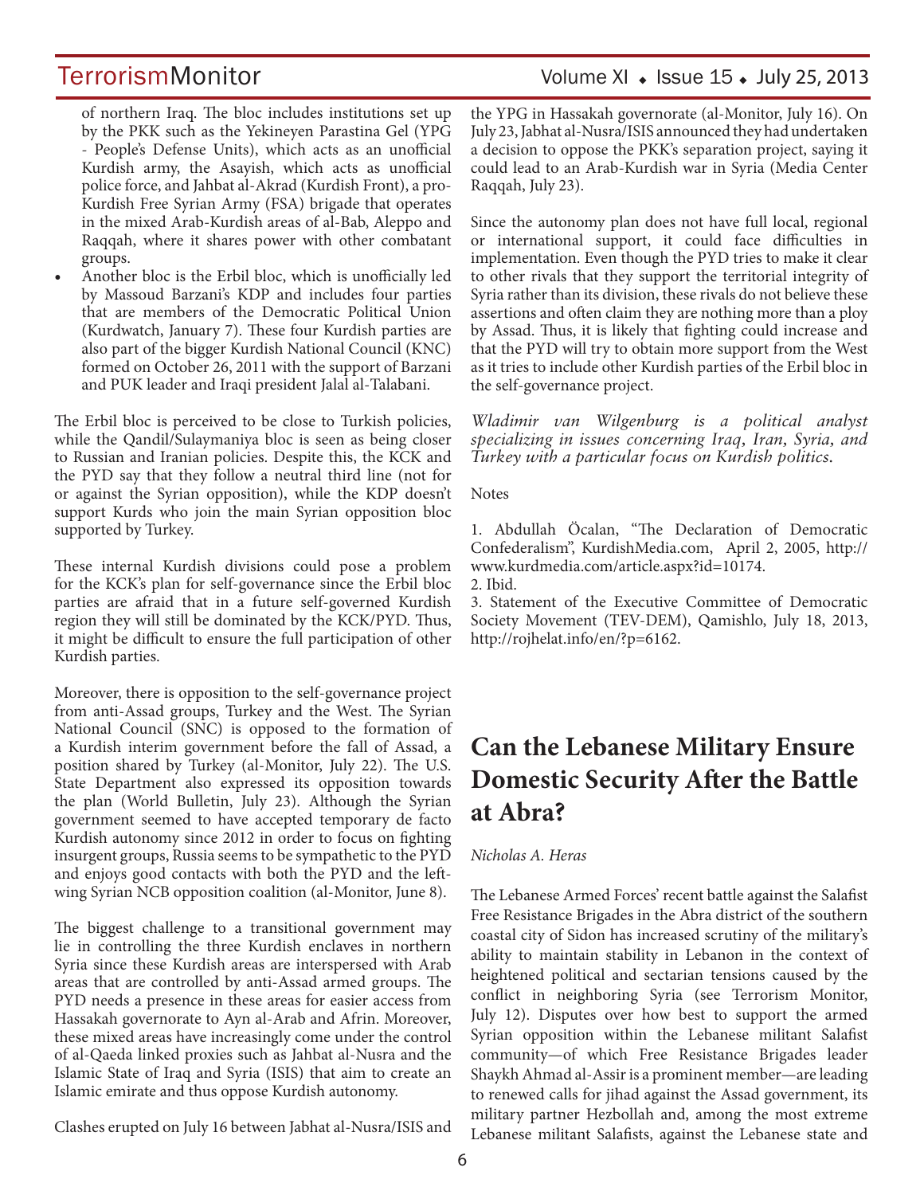of northern Iraq. The bloc includes institutions set up by the PKK such as the Yekineyen Parastina Gel (YPG - People's Defense Units), which acts as an unofficial Kurdish army, the Asayish, which acts as unofficial police force, and Jabhat al-Akrad (Kurdish Front), a pro-Kurdish Free Syrian Army (FSA) brigade that operates in the mixed Arab-Kurdish areas of al-Bab, Aleppo and Raqqah, where it shares power with other combatant groups.

- Another bloc is the Erbil bloc, which is unofficially led by Massoud Barzani's KDP and includes four parties that are members of the Democratic Political Union (Kurdwatch, January 7). These four Kurdish parties are also part of the bigger Kurdish National Council (KNC) formed on October 26, 2011 with the support of Barzani and PUK leader and Iraqi president Jalal al-Talabani.

The Erbil bloc is perceived to be close to Turkish policies, while the Qandil/Sulaymaniya bloc is seen as being closer to Russian and Iranian policies. Despite this, the KCK and the PYD say that they follow a neutral third line (not for or against the Syrian opposition), while the KDP doesn't support Kurds who join the main Syrian opposition bloc supported by Turkey.

These internal Kurdish divisions could pose a problem for the KCK's plan for self-governance since the Erbil bloc parties are afraid that in a future self-governed Kurdish region they will still be dominated by the KCK/PYD. Thus, it might be difficult to ensure the full participation of other Kurdish parties.

Moreover, there is opposition to the self-governance project from anti-Assad groups, Turkey and the West. The Syrian National Council (SNC) is opposed to the formation of a Kurdish interim government before the fall of Assad, a position shared by Turkey (al-Monitor, July 22). The U.S. State Department also expressed its opposition towards the plan (World Bulletin, July 23). Although the Syrian government seemed to have accepted temporary de facto Kurdish autonomy since 2012 in order to focus on fighting insurgent groups, Russia seems to be sympathetic to the PYD and enjoys good contacts with both the PYD and the left-wing Syrian NCB opposition coalition (al-Monitor, June 8).

The biggest challenge to a transitional government may lie in controlling the three Kurdish enclaves in northern Syria since these Kurdish areas are interspersed with Arab areas that are controlled by anti-Assad armed groups. The PYD needs a presence in these areas for easier access from Hassakah governorate to Ayn al-Arab and Afrin. Moreover, these mixed areas have increasingly come under the control of al-Qaeda linked proxies such as Jabhat al-Nusra and the Islamic State of Iraq and Syria (ISIS) that aim to create an Islamic emirate and thus oppose Kurdish autonomy.

Clashes erupted on July 16 between Jabhat al-Nusra/ISIS and the YPG in Hassakah governorate (al-Monitor, July 16). On July 23, Jabhat al-Nusra/ISIS announced they had undertaken a decision to oppose the PKK's separation project, saying it could lead to an Arab-Kurdish war in Syria (Media Center Raqqah, July 23).

Since the autonomy plan does not have full local, regional or international support, it could face difficulties in implementation. Even though the PYD tries to make it clear to other rivals that they support the territorial integrity of Syria rather than its division, these rivals do not believe these assertions and often claim they are nothing more than a ploy by Assad. Thus, it is likely that fighting could increase and that the PYD will try to obtain more support from the West as it tries to include other Kurdish parties of the Erbil bloc in the self-governance project.

*Wladimir van Wilgenburg is a political analyst specializing in issues concerning Iraq, Iran, Syria, and Turkey with a particular focus on Kurdish politics.*

Notes

1. Abdullah Öcalan, "The Declaration of Democratic Confederalism", KurdishMedia.com, April 2, 2005, http://www.kurdmedia.com/article.aspx?id=10174.
2. Ibid.
3. Statement of the Executive Committee of Democratic Society Movement (TEV-DEM), Qamishlo, July 18, 2013, http://rojhelat.info/en/?p=6162.

# Can the Lebanese Military Ensure Domestic Security After the Battle at Abra?

*Nicholas A. Heras*

The Lebanese Armed Forces' recent battle against the Salafist Free Resistance Brigades in the Abra district of the southern coastal city of Sidon has increased scrutiny of the military's ability to maintain stability in Lebanon in the context of heightened political and sectarian tensions caused by the conflict in neighboring Syria (see Terrorism Monitor, July 12). Disputes over how best to support the armed Syrian opposition within the Lebanese militant Salafist community—of which Free Resistance Brigades leader Shaykh Ahmad al-Assir is a prominent member—are leading to renewed calls for jihad against the Assad government, its military partner Hezbollah and, among the most extreme Lebanese militant Salafists, against the Lebanese state and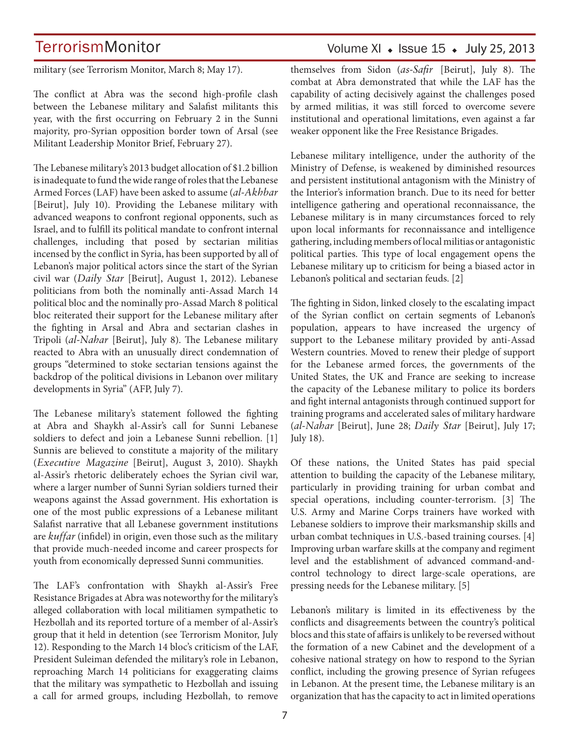military (see Terrorism Monitor, March 8; May 17).

The conflict at Abra was the second high-profile clash between the Lebanese military and Salafist militants this year, with the first occurring on February 2 in the Sunni majority, pro-Syrian opposition border town of Arsal (see Militant Leadership Monitor Brief, February 27).

The Lebanese military's 2013 budget allocation of $1.2 billion is inadequate to fund the wide range of roles that the Lebanese Armed Forces (LAF) have been asked to assume (*al-Akhbar* [Beirut], July 10). Providing the Lebanese military with advanced weapons to confront regional opponents, such as Israel, and to fulfill its political mandate to confront internal challenges, including that posed by sectarian militias incensed by the conflict in Syria, has been supported by all of Lebanon's major political actors since the start of the Syrian civil war (*Daily Star* [Beirut], August 1, 2012). Lebanese politicians from both the nominally anti-Assad March 14 political bloc and the nominally pro-Assad March 8 political bloc reiterated their support for the Lebanese military after the fighting in Arsal and Abra and sectarian clashes in Tripoli (*al-Nahar* [Beirut], July 8). The Lebanese military reacted to Abra with an unusually direct condemnation of groups "determined to stoke sectarian tensions against the backdrop of the political divisions in Lebanon over military developments in Syria" (AFP, July 7).

The Lebanese military's statement followed the fighting at Abra and Shaykh al-Assir's call for Sunni Lebanese soldiers to defect and join a Lebanese Sunni rebellion. [1] Sunnis are believed to constitute a majority of the military (*Executive Magazine* [Beirut], August 3, 2010). Shaykh al-Assir's rhetoric deliberately echoes the Syrian civil war, where a larger number of Sunni Syrian soldiers turned their weapons against the Assad government. His exhortation is one of the most public expressions of a Lebanese militant Salafist narrative that all Lebanese government institutions are *kuffar* (infidel) in origin, even those such as the military that provide much-needed income and career prospects for youth from economically depressed Sunni communities.

The LAF's confrontation with Shaykh al-Assir's Free Resistance Brigades at Abra was noteworthy for the military's alleged collaboration with local militiamen sympathetic to Hezbollah and its reported torture of a member of al-Assir's group that it held in detention (see Terrorism Monitor, July 12). Responding to the March 14 bloc's criticism of the LAF, President Suleiman defended the military's role in Lebanon, reproaching March 14 politicians for exaggerating claims that the military was sympathetic to Hezbollah and issuing a call for armed groups, including Hezbollah, to remove themselves from Sidon (*as-Safir* [Beirut], July 8). The combat at Abra demonstrated that while the LAF has the capability of acting decisively against the challenges posed by armed militias, it was still forced to overcome severe institutional and operational limitations, even against a far weaker opponent like the Free Resistance Brigades.

Lebanese military intelligence, under the authority of the Ministry of Defense, is weakened by diminished resources and persistent institutional antagonism with the Ministry of the Interior's information branch. Due to its need for better intelligence gathering and operational reconnaissance, the Lebanese military is in many circumstances forced to rely upon local informants for reconnaissance and intelligence gathering, including members of local militias or antagonistic political parties. This type of local engagement opens the Lebanese military up to criticism for being a biased actor in Lebanon's political and sectarian feuds. [2]

The fighting in Sidon, linked closely to the escalating impact of the Syrian conflict on certain segments of Lebanon's population, appears to have increased the urgency of support to the Lebanese military provided by anti-Assad Western countries. Moved to renew their pledge of support for the Lebanese armed forces, the governments of the United States, the UK and France are seeking to increase the capacity of the Lebanese military to police its borders and fight internal antagonists through continued support for training programs and accelerated sales of military hardware (*al-Nahar* [Beirut], June 28; *Daily Star* [Beirut], July 17; July 18).

Of these nations, the United States has paid special attention to building the capacity of the Lebanese military, particularly in providing training for urban combat and special operations, including counter-terrorism. [3] The U.S. Army and Marine Corps trainers have worked with Lebanese soldiers to improve their marksmanship skills and urban combat techniques in U.S.-based training courses. [4] Improving urban warfare skills at the company and regiment level and the establishment of advanced command-and-control technology to direct large-scale operations, are pressing needs for the Lebanese military. [5]

Lebanon's military is limited in its effectiveness by the conflicts and disagreements between the country's political blocs and this state of affairs is unlikely to be reversed without the formation of a new Cabinet and the development of a cohesive national strategy on how to respond to the Syrian conflict, including the growing presence of Syrian refugees in Lebanon. At the present time, the Lebanese military is an organization that has the capacity to act in limited operations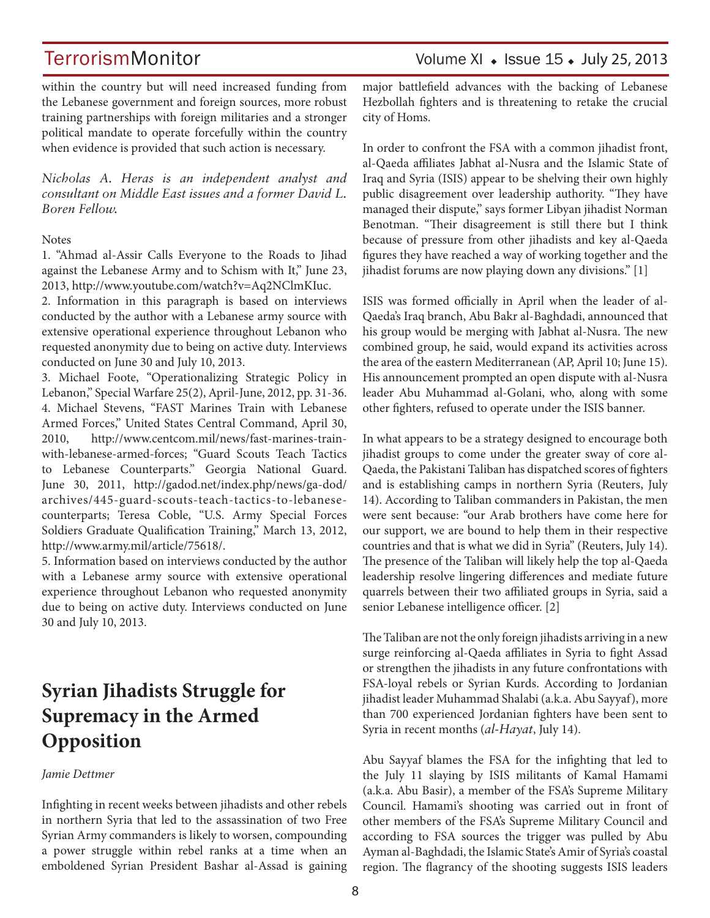within the country but will need increased funding from the Lebanese government and foreign sources, more robust training partnerships with foreign militaries and a stronger political mandate to operate forcefully within the country when evidence is provided that such action is necessary.

*Nicholas A. Heras is an independent analyst and consultant on Middle East issues and a former David L. Boren Fellow.*

Notes

1. "Ahmad al-Assir Calls Everyone to the Roads to Jihad against the Lebanese Army and to Schism with It," June 23, 2013, http://www.youtube.com/watch?v=Aq2NClmKIuc.
2. Information in this paragraph is based on interviews conducted by the author with a Lebanese army source with extensive operational experience throughout Lebanon who requested anonymity due to being on active duty. Interviews conducted on June 30 and July 10, 2013.
3. Michael Foote, "Operationalizing Strategic Policy in Lebanon," Special Warfare 25(2), April-June, 2012, pp. 31-36.
4. Michael Stevens, "FAST Marines Train with Lebanese Armed Forces," United States Central Command, April 30, 2010, http://www.centcom.mil/news/fast-marines-train-with-lebanese-armed-forces; "Guard Scouts Teach Tactics to Lebanese Counterparts." Georgia National Guard. June 30, 2011, http://gadod.net/index.php/news/ga-dod/archives/445-guard-scouts-teach-tactics-to-lebanese-counterparts; Teresa Coble, "U.S. Army Special Forces Soldiers Graduate Qualification Training," March 13, 2012, http://www.army.mil/article/75618/.
5. Information based on interviews conducted by the author with a Lebanese army source with extensive operational experience throughout Lebanon who requested anonymity due to being on active duty. Interviews conducted on June 30 and July 10, 2013.

# Syrian Jihadists Struggle for Supremacy in the Armed Opposition

*Jamie Dettmer*

Infighting in recent weeks between jihadists and other rebels in northern Syria that led to the assassination of two Free Syrian Army commanders is likely to worsen, compounding a power struggle within rebel ranks at a time when an emboldened Syrian President Bashar al-Assad is gaining major battlefield advances with the backing of Lebanese Hezbollah fighters and is threatening to retake the crucial city of Homs.

In order to confront the FSA with a common jihadist front, al-Qaeda affiliates Jabhat al-Nusra and the Islamic State of Iraq and Syria (ISIS) appear to be shelving their own highly public disagreement over leadership authority. "They have managed their dispute," says former Libyan jihadist Norman Benotman. "Their disagreement is still there but I think because of pressure from other jihadists and key al-Qaeda figures they have reached a way of working together and the jihadist forums are now playing down any divisions." [1]

ISIS was formed officially in April when the leader of al-Qaeda's Iraq branch, Abu Bakr al-Baghdadi, announced that his group would be merging with Jabhat al-Nusra. The new combined group, he said, would expand its activities across the area of the eastern Mediterranean (AP, April 10; June 15). His announcement prompted an open dispute with al-Nusra leader Abu Muhammad al-Golani, who, along with some other fighters, refused to operate under the ISIS banner.

In what appears to be a strategy designed to encourage both jihadist groups to come under the greater sway of core al-Qaeda, the Pakistani Taliban has dispatched scores of fighters and is establishing camps in northern Syria (Reuters, July 14). According to Taliban commanders in Pakistan, the men were sent because: "our Arab brothers have come here for our support, we are bound to help them in their respective countries and that is what we did in Syria" (Reuters, July 14). The presence of the Taliban will likely help the top al-Qaeda leadership resolve lingering differences and mediate future quarrels between their two affiliated groups in Syria, said a senior Lebanese intelligence officer. [2]

The Taliban are not the only foreign jihadists arriving in a new surge reinforcing al-Qaeda affiliates in Syria to fight Assad or strengthen the jihadists in any future confrontations with FSA-loyal rebels or Syrian Kurds. According to Jordanian jihadist leader Muhammad Shalabi (a.k.a. Abu Sayyaf), more than 700 experienced Jordanian fighters have been sent to Syria in recent months (*al-Hayat*, July 14).

Abu Sayyaf blames the FSA for the infighting that led to the July 11 slaying by ISIS militants of Kamal Hamami (a.k.a. Abu Basir), a member of the FSA's Supreme Military Council. Hamami's shooting was carried out in front of other members of the FSA's Supreme Military Council and according to FSA sources the trigger was pulled by Abu Ayman al-Baghdadi, the Islamic State's Amir of Syria's coastal region. The flagrancy of the shooting suggests ISIS leaders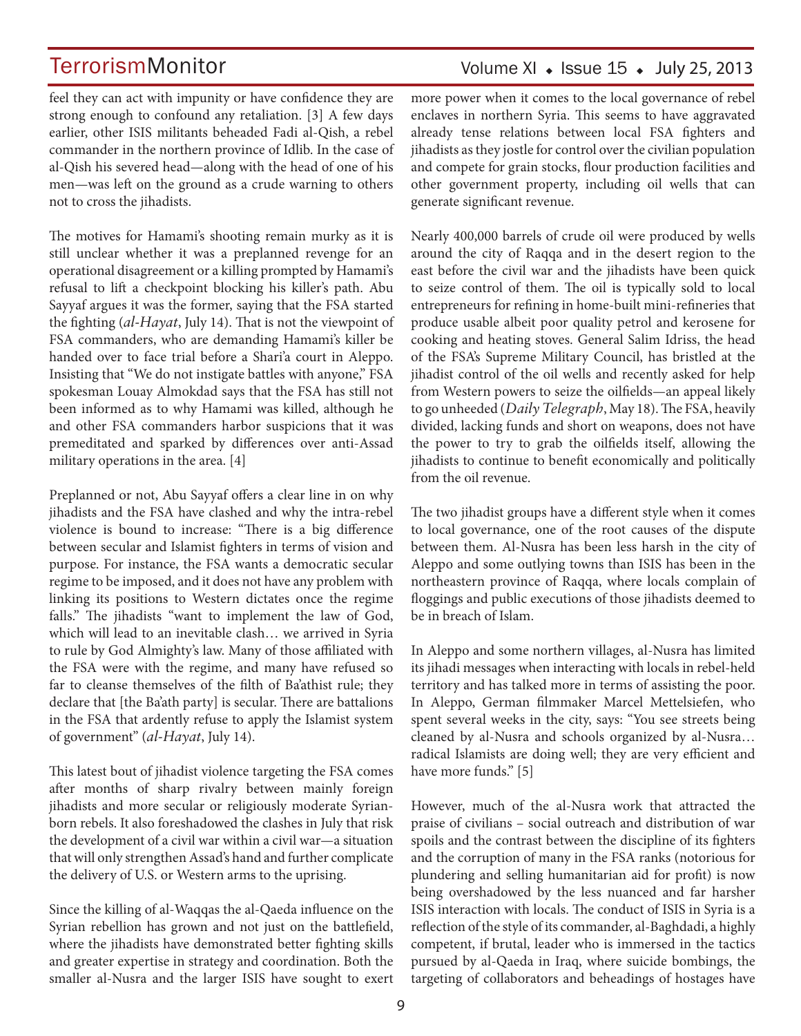feel they can act with impunity or have confidence they are strong enough to confound any retaliation. [3] A few days earlier, other ISIS militants beheaded Fadi al-Qish, a rebel commander in the northern province of Idlib. In the case of al-Qish his severed head—along with the head of one of his men—was left on the ground as a crude warning to others not to cross the jihadists.

The motives for Hamami's shooting remain murky as it is still unclear whether it was a preplanned revenge for an operational disagreement or a killing prompted by Hamami's refusal to lift a checkpoint blocking his killer's path. Abu Sayyaf argues it was the former, saying that the FSA started the fighting (*al-Hayat*, July 14). That is not the viewpoint of FSA commanders, who are demanding Hamami's killer be handed over to face trial before a Shari'a court in Aleppo. Insisting that "We do not instigate battles with anyone," FSA spokesman Louay Almokdad says that the FSA has still not been informed as to why Hamami was killed, although he and other FSA commanders harbor suspicions that it was premeditated and sparked by differences over anti-Assad military operations in the area. [4]

Preplanned or not, Abu Sayyaf offers a clear line in on why jihadists and the FSA have clashed and why the intra-rebel violence is bound to increase: "There is a big difference between secular and Islamist fighters in terms of vision and purpose. For instance, the FSA wants a democratic secular regime to be imposed, and it does not have any problem with linking its positions to Western dictates once the regime falls." The jihadists "want to implement the law of God, which will lead to an inevitable clash… we arrived in Syria to rule by God Almighty's law. Many of those affiliated with the FSA were with the regime, and many have refused so far to cleanse themselves of the filth of Ba'athist rule; they declare that [the Ba'ath party] is secular. There are battalions in the FSA that ardently refuse to apply the Islamist system of government" (*al-Hayat*, July 14).

This latest bout of jihadist violence targeting the FSA comes after months of sharp rivalry between mainly foreign jihadists and more secular or religiously moderate Syrian-born rebels. It also foreshadowed the clashes in July that risk the development of a civil war within a civil war—a situation that will only strengthen Assad's hand and further complicate the delivery of U.S. or Western arms to the uprising.

Since the killing of al-Waqqas the al-Qaeda influence on the Syrian rebellion has grown and not just on the battlefield, where the jihadists have demonstrated better fighting skills and greater expertise in strategy and coordination. Both the smaller al-Nusra and the larger ISIS have sought to exert more power when it comes to the local governance of rebel enclaves in northern Syria. This seems to have aggravated already tense relations between local FSA fighters and jihadists as they jostle for control over the civilian population and compete for grain stocks, flour production facilities and other government property, including oil wells that can generate significant revenue.

Nearly 400,000 barrels of crude oil were produced by wells around the city of Raqqa and in the desert region to the east before the civil war and the jihadists have been quick to seize control of them. The oil is typically sold to local entrepreneurs for refining in home-built mini-refineries that produce usable albeit poor quality petrol and kerosene for cooking and heating stoves. General Salim Idriss, the head of the FSA's Supreme Military Council, has bristled at the jihadist control of the oil wells and recently asked for help from Western powers to seize the oilfields—an appeal likely to go unheeded (*Daily Telegraph*, May 18). The FSA, heavily divided, lacking funds and short on weapons, does not have the power to try to grab the oilfields itself, allowing the jihadists to continue to benefit economically and politically from the oil revenue.

The two jihadist groups have a different style when it comes to local governance, one of the root causes of the dispute between them. Al-Nusra has been less harsh in the city of Aleppo and some outlying towns than ISIS has been in the northeastern province of Raqqa, where locals complain of floggings and public executions of those jihadists deemed to be in breach of Islam.

In Aleppo and some northern villages, al-Nusra has limited its jihadi messages when interacting with locals in rebel-held territory and has talked more in terms of assisting the poor. In Aleppo, German filmmaker Marcel Mettelsiefen, who spent several weeks in the city, says: "You see streets being cleaned by al-Nusra and schools organized by al-Nusra… radical Islamists are doing well; they are very efficient and have more funds." [5]

However, much of the al-Nusra work that attracted the praise of civilians – social outreach and distribution of war spoils and the contrast between the discipline of its fighters and the corruption of many in the FSA ranks (notorious for plundering and selling humanitarian aid for profit) is now being overshadowed by the less nuanced and far harsher ISIS interaction with locals. The conduct of ISIS in Syria is a reflection of the style of its commander, al-Baghdadi, a highly competent, if brutal, leader who is immersed in the tactics pursued by al-Qaeda in Iraq, where suicide bombings, the targeting of collaborators and beheadings of hostages have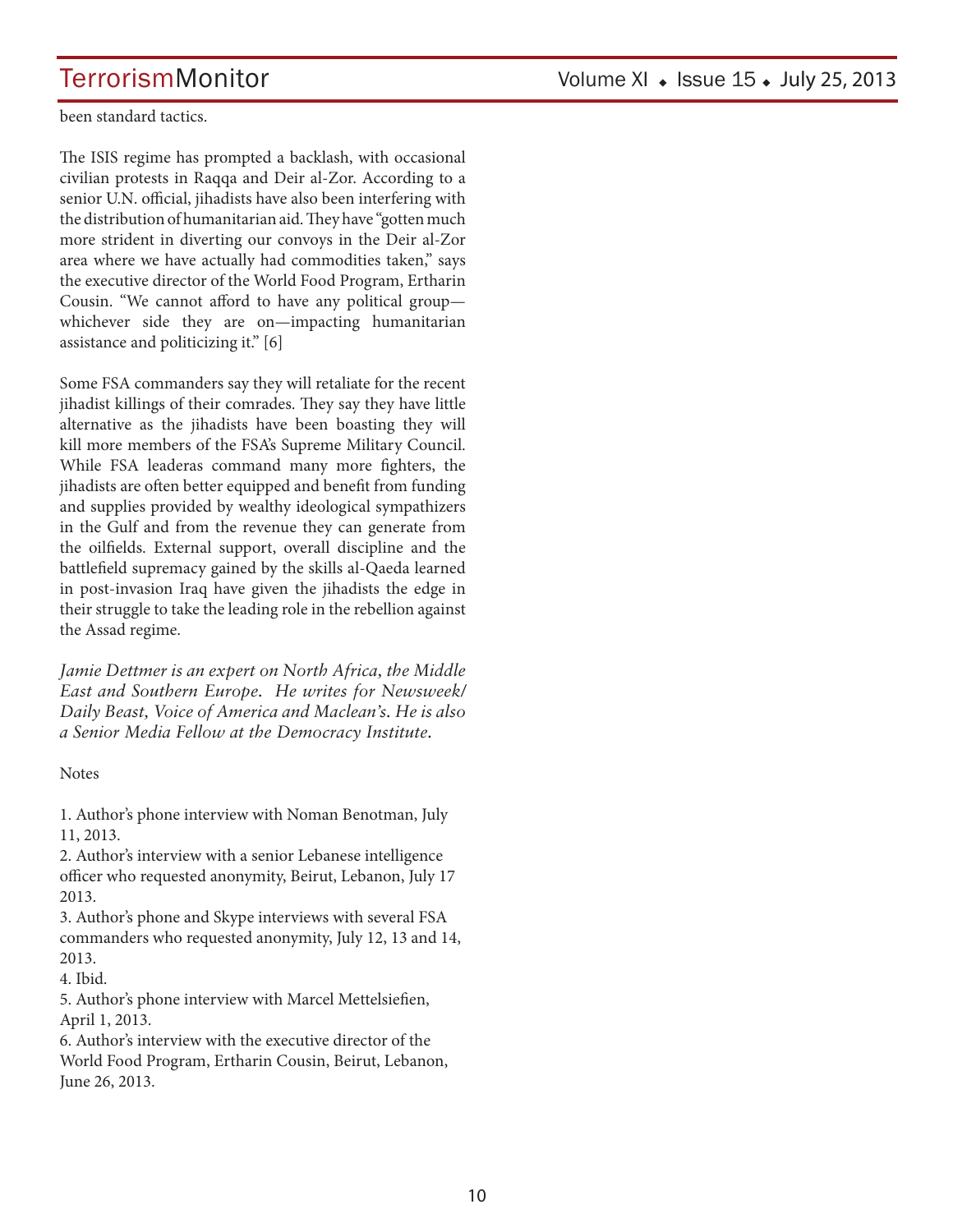been standard tactics.

The ISIS regime has prompted a backlash, with occasional civilian protests in Raqqa and Deir al-Zor. According to a senior U.N. official, jihadists have also been interfering with the distribution of humanitarian aid. They have "gotten much more strident in diverting our convoys in the Deir al-Zor area where we have actually had commodities taken," says the executive director of the World Food Program, Ertharin Cousin. "We cannot afford to have any political group—whichever side they are on—impacting humanitarian assistance and politicizing it." [6]

Some FSA commanders say they will retaliate for the recent jihadist killings of their comrades. They say they have little alternative as the jihadists have been boasting they will kill more members of the FSA's Supreme Military Council. While FSA leaderas command many more fighters, the jihadists are often better equipped and benefit from funding and supplies provided by wealthy ideological sympathizers in the Gulf and from the revenue they can generate from the oilfields. External support, overall discipline and the battlefield supremacy gained by the skills al-Qaeda learned in post-invasion Iraq have given the jihadists the edge in their struggle to take the leading role in the rebellion against the Assad regime.

*Jamie Dettmer is an expert on North Africa, the Middle East and Southern Europe. He writes for Newsweek/Daily Beast, Voice of America and Maclean's. He is also a Senior Media Fellow at the Democracy Institute.*

Notes

1. Author's phone interview with Noman Benotman, July 11, 2013.
2. Author's interview with a senior Lebanese intelligence officer who requested anonymity, Beirut, Lebanon, July 17 2013.
3. Author's phone and Skype interviews with several FSA commanders who requested anonymity, July 12, 13 and 14, 2013.
4. Ibid.
5. Author's phone interview with Marcel Mettelsiefien, April 1, 2013.
6. Author's interview with the executive director of the World Food Program, Ertharin Cousin, Beirut, Lebanon, June 26, 2013.